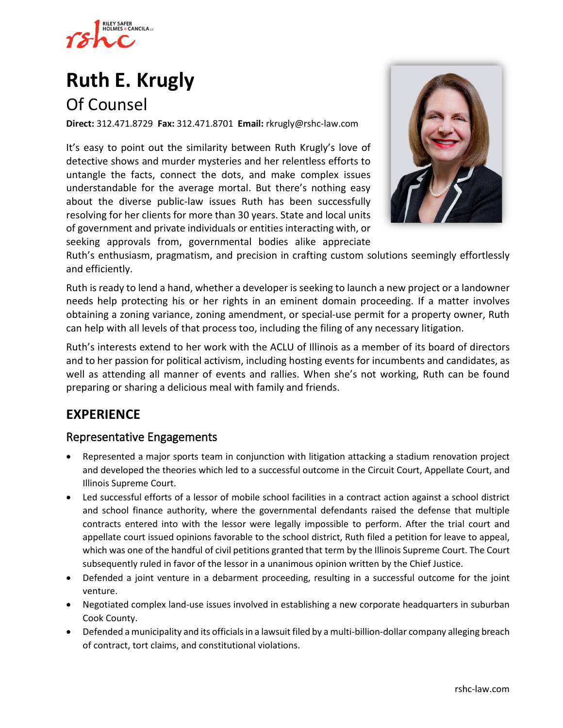# Ruth E. Krugly

## Of Counsel

**Direct:** 312.471.8729 **Fax:** 312.471.8701 **Email:** rkrugly@rshc-law.com

It's easy to point out the similarity between Ruth Krugly's love of detective shows and murder mysteries and her relentless efforts to untangle the facts, connect the dots, and make complex issues understandable for the average mortal. But there's nothing easy about the diverse public-law issues Ruth has been successfully resolving for her clients for more than 30 years. State and local units of government and private individuals or entities interacting with, or seeking approvals from, governmental bodies alike appreciate Ruth's enthusiasm, pragmatism, and precision in crafting custom solutions seemingly effortlessly and efficiently.

Ruth is ready to lend a hand, whether a developer is seeking to launch a new project or a landowner needs help protecting his or her rights in an eminent domain proceeding. If a matter involves obtaining a zoning variance, zoning amendment, or special-use permit for a property owner, Ruth can help with all levels of that process too, including the filing of any necessary litigation.

Ruth's interests extend to her work with the ACLU of Illinois as a member of its board of directors and to her passion for political activism, including hosting events for incumbents and candidates, as well as attending all manner of events and rallies. When she's not working, Ruth can be found preparing or sharing a delicious meal with family and friends.

## EXPERIENCE

### Representative Engagements

- Represented a major sports team in conjunction with litigation attacking a stadium renovation project and developed the theories which led to a successful outcome in the Circuit Court, Appellate Court, and Illinois Supreme Court.
- Led successful efforts of a lessor of mobile school facilities in a contract action against a school district and school finance authority, where the governmental defendants raised the defense that multiple contracts entered into with the lessor were legally impossible to perform. After the trial court and appellate court issued opinions favorable to the school district, Ruth filed a petition for leave to appeal, which was one of the handful of civil petitions granted that term by the Illinois Supreme Court. The Court subsequently ruled in favor of the lessor in a unanimous opinion written by the Chief Justice.
- Defended a joint venture in a debarment proceeding, resulting in a successful outcome for the joint venture.
- Negotiated complex land-use issues involved in establishing a new corporate headquarters in suburban Cook County.
- Defended a municipality and its officials in a lawsuit filed by a multi-billion-dollar company alleging breach of contract, tort claims, and constitutional violations.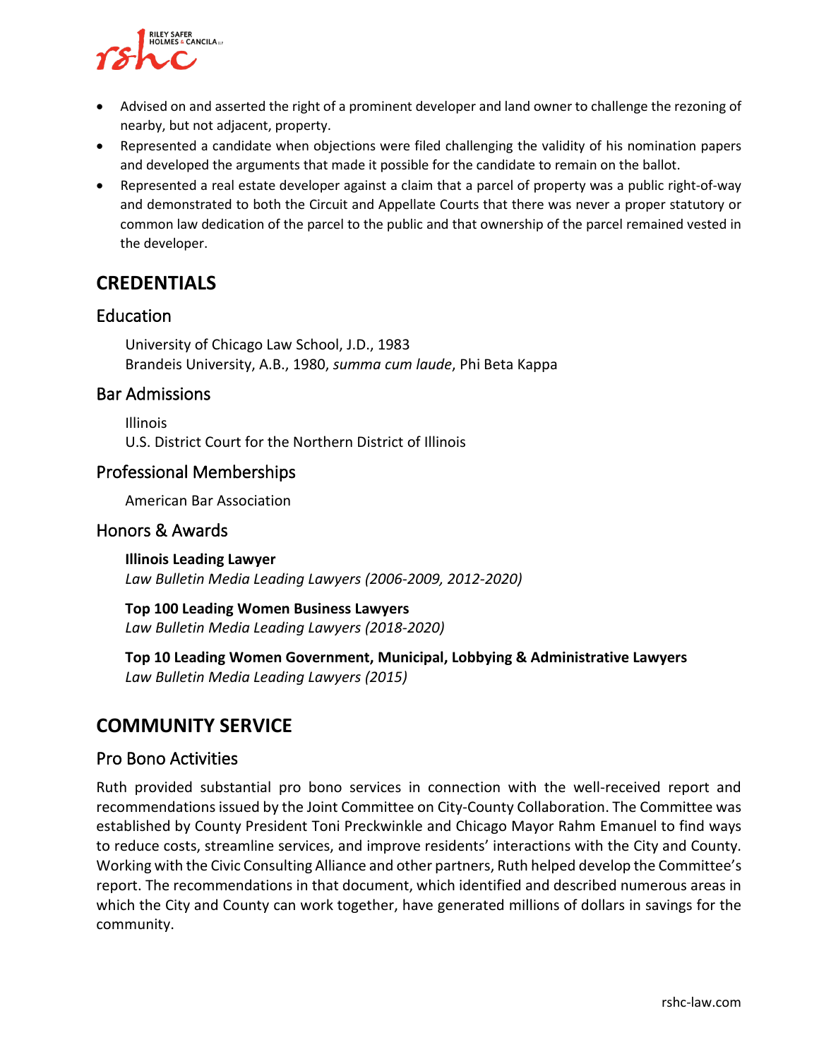- Advised on and asserted the right of a prominent developer and land owner to challenge the rezoning of nearby, but not adjacent, property.
- Represented a candidate when objections were filed challenging the validity of his nomination papers and developed the arguments that made it possible for the candidate to remain on the ballot.
- Represented a real estate developer against a claim that a parcel of property was a public right-of-way and demonstrated to both the Circuit and Appellate Courts that there was never a proper statutory or common law dedication of the parcel to the public and that ownership of the parcel remained vested in the developer.

## CREDENTIALS

### Education

University of Chicago Law School, J.D., 1983
Brandeis University, A.B., 1980, *summa cum laude*, Phi Beta Kappa

### Bar Admissions

Illinois
U.S. District Court for the Northern District of Illinois

### Professional Memberships

American Bar Association

### Honors & Awards

**Illinois Leading Lawyer**
*Law Bulletin Media Leading Lawyers (2006-2009, 2012-2020)*

**Top 100 Leading Women Business Lawyers**
*Law Bulletin Media Leading Lawyers (2018-2020)*

**Top 10 Leading Women Government, Municipal, Lobbying & Administrative Lawyers**
*Law Bulletin Media Leading Lawyers (2015)*

## COMMUNITY SERVICE

### Pro Bono Activities

Ruth provided substantial pro bono services in connection with the well-received report and recommendations issued by the Joint Committee on City-County Collaboration. The Committee was established by County President Toni Preckwinkle and Chicago Mayor Rahm Emanuel to find ways to reduce costs, streamline services, and improve residents' interactions with the City and County. Working with the Civic Consulting Alliance and other partners, Ruth helped develop the Committee's report. The recommendations in that document, which identified and described numerous areas in which the City and County can work together, have generated millions of dollars in savings for the community.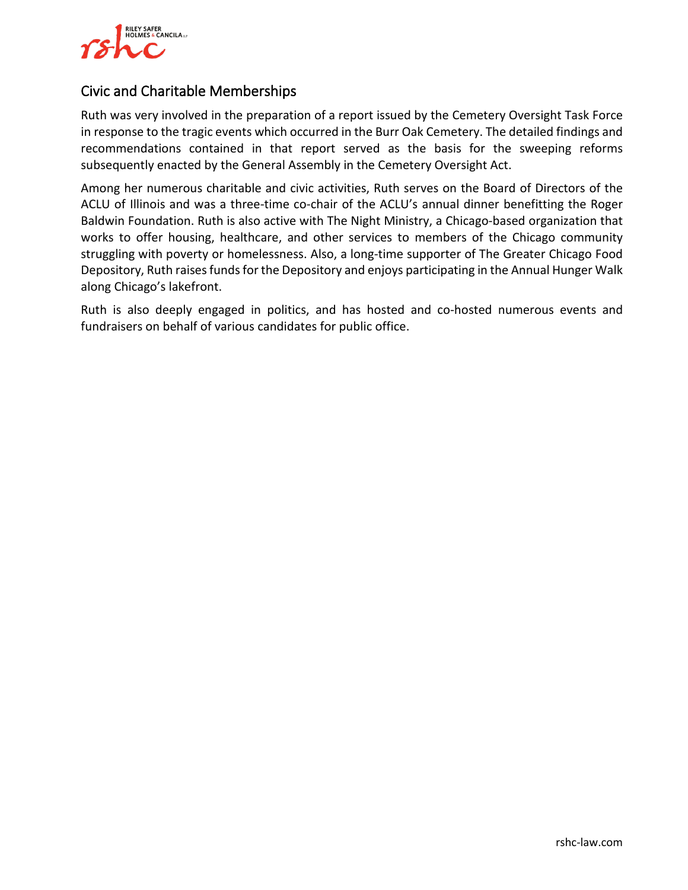## Civic and Charitable Memberships

Ruth was very involved in the preparation of a report issued by the Cemetery Oversight Task Force in response to the tragic events which occurred in the Burr Oak Cemetery. The detailed findings and recommendations contained in that report served as the basis for the sweeping reforms subsequently enacted by the General Assembly in the Cemetery Oversight Act.

Among her numerous charitable and civic activities, Ruth serves on the Board of Directors of the ACLU of Illinois and was a three-time co-chair of the ACLU's annual dinner benefitting the Roger Baldwin Foundation. Ruth is also active with The Night Ministry, a Chicago-based organization that works to offer housing, healthcare, and other services to members of the Chicago community struggling with poverty or homelessness. Also, a long-time supporter of The Greater Chicago Food Depository, Ruth raises funds for the Depository and enjoys participating in the Annual Hunger Walk along Chicago's lakefront.

Ruth is also deeply engaged in politics, and has hosted and co-hosted numerous events and fundraisers on behalf of various candidates for public office.